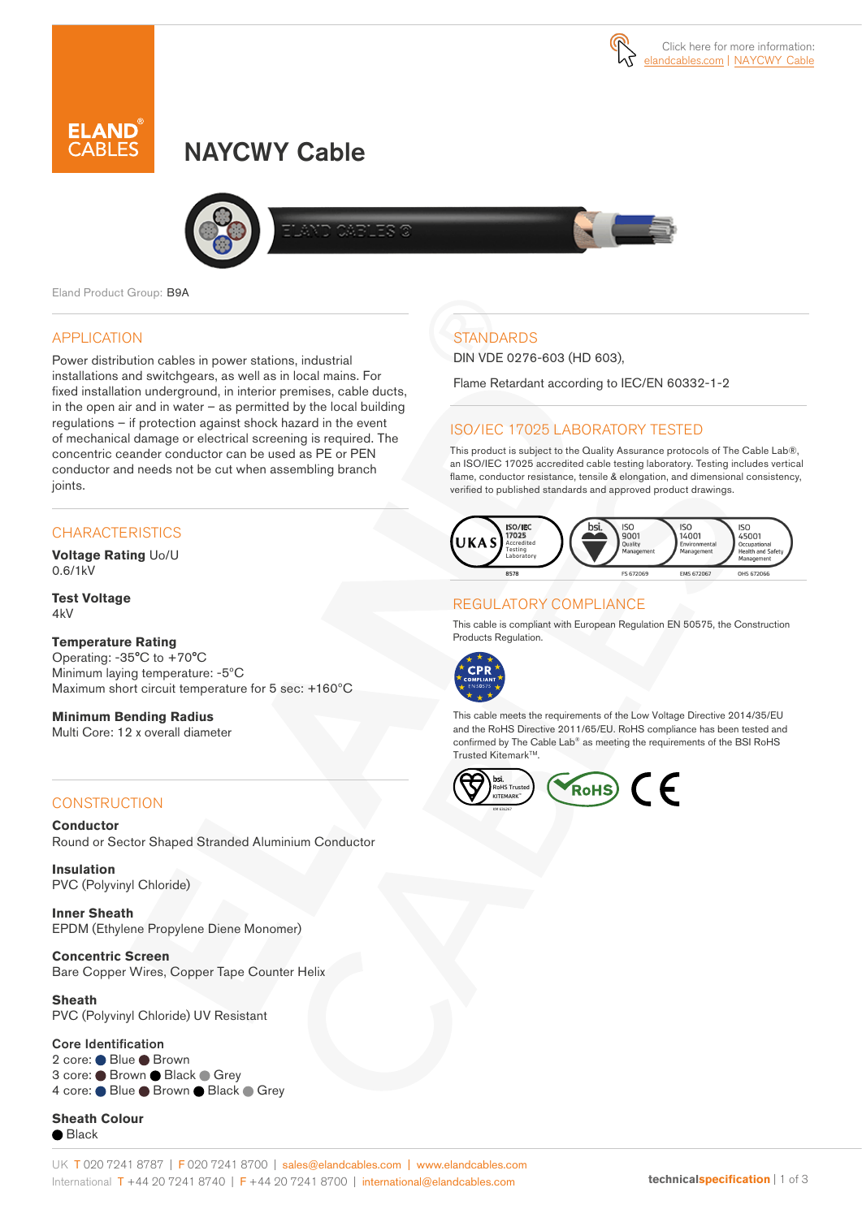Click here for more information: elandcables.com | NAYCWY Cable

# NAYCWY Cable

Eland Product Group: B9A

## APPLICATION

Power distribution cables in power stations, industrial installations and switchgears, as well as in local mains. For fixed installation underground, in interior premises, cable ducts, in the open air and in water – as permitted by the local building regulations – if protection against shock hazard in the event of mechanical damage or electrical screening is required. The concentric ceander conductor can be used as PE or PEN conductor and needs not be cut when assembling branch joints.

## CHARACTERISTICS

**Voltage Rating** Uo/U
0.6/1kV

**Test Voltage**
4kV

**Temperature Rating**
Operating: -35°C to +70°C
Minimum laying temperature: -5°C
Maximum short circuit temperature for 5 sec: +160°C

**Minimum Bending Radius**
Multi Core: 12 x overall diameter

## CONSTRUCTION

**Conductor**
Round or Sector Shaped Stranded Aluminium Conductor

**Insulation**
PVC (Polyvinyl Chloride)

**Inner Sheath**
EPDM (Ethylene Propylene Diene Monomer)

**Concentric Screen**
Bare Copper Wires, Copper Tape Counter Helix

**Sheath**
PVC (Polyvinyl Chloride) UV Resistant

**Core Identification**
2 core: ● Blue ● Brown
3 core: ● Brown ● Black ● Grey
4 core: ● Blue ● Brown ● Black ● Grey

**Sheath Colour**
● Black

## STANDARDS

DIN VDE 0276-603 (HD 603),

Flame Retardant according to IEC/EN 60332-1-2

## ISO/IEC 17025 LABORATORY TESTED

This product is subject to the Quality Assurance protocols of The Cable Lab®, an ISO/IEC 17025 accredited cable testing laboratory. Testing includes vertical flame, conductor resistance, tensile & elongation, and dimensional consistency, verified to published standards and approved product drawings.

UKAS ISO/IEC 17025 Accredited Testing Laboratory 8578 | bsi. ISO 9001 Quality Management FS 672069 | ISO 14001 Environmental Management EMS 672067 | ISO 45001 Occupational Health and Safety Management OHS 672066

## REGULATORY COMPLIANCE

This cable is compliant with European Regulation EN 50575, the Construction Products Regulation.

CPR COMPLIANT EN 50575

This cable meets the requirements of the Low Voltage Directive 2014/35/EU and the RoHS Directive 2011/65/EU. RoHS compliance has been tested and confirmed by The Cable Lab® as meeting the requirements of the BSI RoHS Trusted Kitemark™.

bsi. RoHS Trusted KITEMARK™ | RoHS | CE

UK T 020 7241 8787 | F 020 7241 8700 | sales@elandcables.com | www.elandcables.com
International T +44 20 7241 8740 | F +44 20 7241 8700 | international@elandcables.com

technicalspecification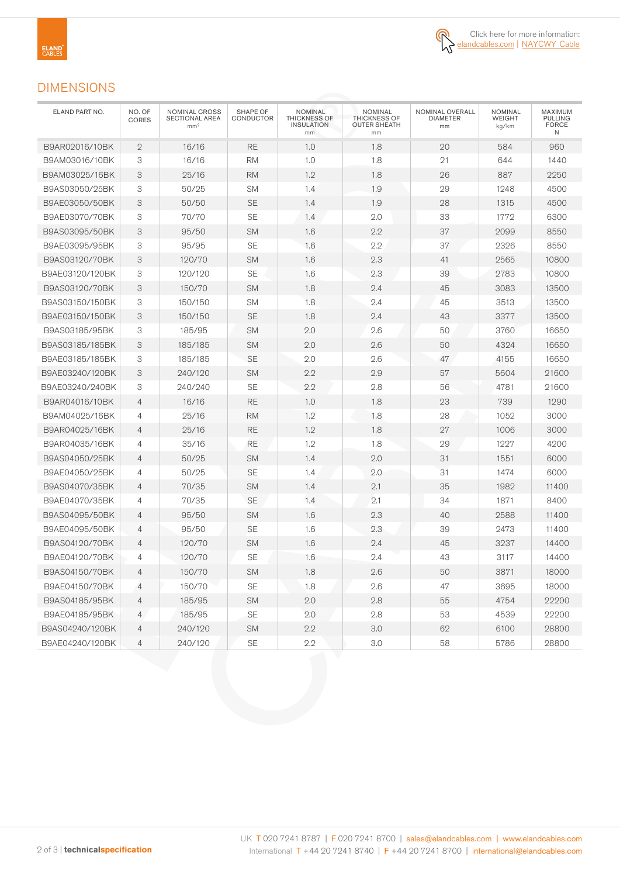Click here for more information: elandcables.com | NAYCWY Cable

## DIMENSIONS

| ELAND PART NO. | NO. OF CORES | NOMINAL CROSS SECTIONAL AREA mm² | SHAPE OF CONDUCTOR | NOMINAL THICKNESS OF INSULATION mm | NOMINAL THICKNESS OF OUTER SHEATH mm | NOMINAL OVERALL DIAMETER mm | NOMINAL WEIGHT kg/km | MAXIMUM PULLING FORCE N |
|---|---|---|---|---|---|---|---|---|
| B9AR02016/10BK | 2 | 16/16 | RE | 1.0 | 1.8 | 20 | 584 | 960 |
| B9AM03016/10BK | 3 | 16/16 | RM | 1.0 | 1.8 | 21 | 644 | 1440 |
| B9AM03025/16BK | 3 | 25/16 | RM | 1.2 | 1.8 | 26 | 887 | 2250 |
| B9AS03050/25BK | 3 | 50/25 | SM | 1.4 | 1.9 | 29 | 1248 | 4500 |
| B9AE03050/50BK | 3 | 50/50 | SE | 1.4 | 1.9 | 28 | 1315 | 4500 |
| B9AE03070/70BK | 3 | 70/70 | SE | 1.4 | 2.0 | 33 | 1772 | 6300 |
| B9AS03095/50BK | 3 | 95/50 | SM | 1.6 | 2.2 | 37 | 2099 | 8550 |
| B9AE03095/95BK | 3 | 95/95 | SE | 1.6 | 2.2 | 37 | 2326 | 8550 |
| B9AS03120/70BK | 3 | 120/70 | SM | 1.6 | 2.3 | 41 | 2565 | 10800 |
| B9AE03120/120BK | 3 | 120/120 | SE | 1.6 | 2.3 | 39 | 2783 | 10800 |
| B9AS03120/70BK | 3 | 150/70 | SM | 1.8 | 2.4 | 45 | 3083 | 13500 |
| B9AS03150/150BK | 3 | 150/150 | SM | 1.8 | 2.4 | 45 | 3513 | 13500 |
| B9AE03150/150BK | 3 | 150/150 | SE | 1.8 | 2.4 | 43 | 3377 | 13500 |
| B9AS03185/95BK | 3 | 185/95 | SM | 2.0 | 2.6 | 50 | 3760 | 16650 |
| B9AS03185/185BK | 3 | 185/185 | SM | 2.0 | 2.6 | 50 | 4324 | 16650 |
| B9AE03185/185BK | 3 | 185/185 | SE | 2.0 | 2.6 | 47 | 4155 | 16650 |
| B9AE03240/120BK | 3 | 240/120 | SM | 2.2 | 2.9 | 57 | 5604 | 21600 |
| B9AE03240/240BK | 3 | 240/240 | SE | 2.2 | 2.8 | 56 | 4781 | 21600 |
| B9AR04016/10BK | 4 | 16/16 | RE | 1.0 | 1.8 | 23 | 739 | 1290 |
| B9AM04025/16BK | 4 | 25/16 | RM | 1.2 | 1.8 | 28 | 1052 | 3000 |
| B9AR04025/16BK | 4 | 25/16 | RE | 1.2 | 1.8 | 27 | 1006 | 3000 |
| B9AR04035/16BK | 4 | 35/16 | RE | 1.2 | 1.8 | 29 | 1227 | 4200 |
| B9AS04050/25BK | 4 | 50/25 | SM | 1.4 | 2.0 | 31 | 1551 | 6000 |
| B9AE04050/25BK | 4 | 50/25 | SE | 1.4 | 2.0 | 31 | 1474 | 6000 |
| B9AS04070/35BK | 4 | 70/35 | SM | 1.4 | 2.1 | 35 | 1982 | 11400 |
| B9AE04070/35BK | 4 | 70/35 | SE | 1.4 | 2.1 | 34 | 1871 | 8400 |
| B9AS04095/50BK | 4 | 95/50 | SM | 1.6 | 2.3 | 40 | 2588 | 11400 |
| B9AE04095/50BK | 4 | 95/50 | SE | 1.6 | 2.3 | 39 | 2473 | 11400 |
| B9AS04120/70BK | 4 | 120/70 | SM | 1.6 | 2.4 | 45 | 3237 | 14400 |
| B9AE04120/70BK | 4 | 120/70 | SE | 1.6 | 2.4 | 43 | 3117 | 14400 |
| B9AS04150/70BK | 4 | 150/70 | SM | 1.8 | 2.6 | 50 | 3871 | 18000 |
| B9AE04150/70BK | 4 | 150/70 | SE | 1.8 | 2.6 | 47 | 3695 | 18000 |
| B9AS04185/95BK | 4 | 185/95 | SM | 2.0 | 2.8 | 55 | 4754 | 22200 |
| B9AE04185/95BK | 4 | 185/95 | SE | 2.0 | 2.8 | 53 | 4539 | 22200 |
| B9AS04240/120BK | 4 | 240/120 | SM | 2.2 | 3.0 | 62 | 6100 | 28800 |
| B9AE04240/120BK | 4 | 240/120 | SE | 2.2 | 3.0 | 58 | 5786 | 28800 |

UK T 020 7241 8787 | F 020 7241 8700 | sales@elandcables.com | www.elandcables.com
International T +44 20 7241 8740 | F +44 20 7241 8700 | international@elandcables.com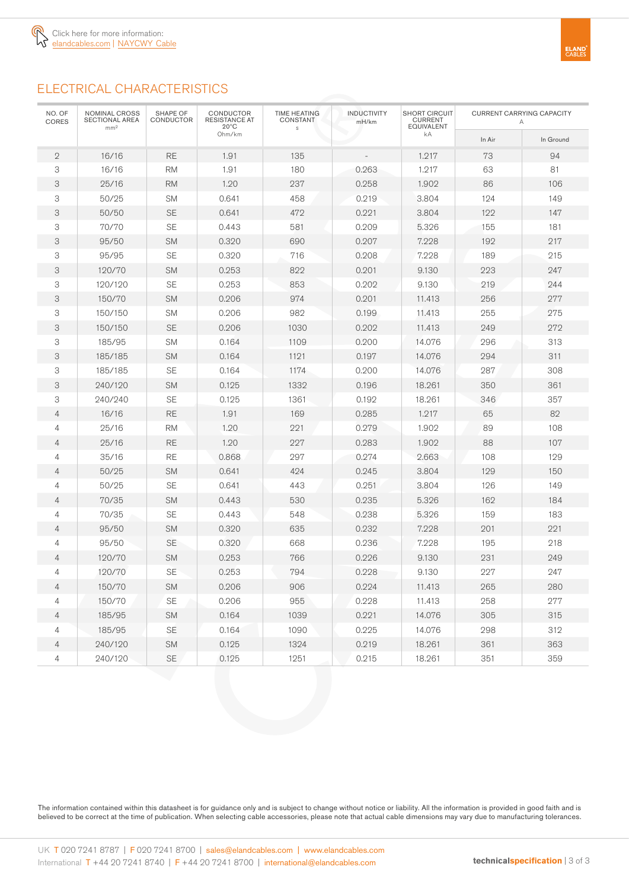Click here for more information:
elandcables.com | NAYCWY Cable

## ELECTRICAL CHARACTERISTICS

| NO. OF CORES | NOMINAL CROSS SECTIONAL AREA mm² | SHAPE OF CONDUCTOR | CONDUCTOR RESISTANCE AT 20°C Ohm/km | TIME HEATING CONSTANT s | INDUCTIVITY mH/km | SHORT CIRCUIT CURRENT EQUIVALENT kA | CURRENT CARRYING CAPACITY A | |
|---|---|---|---|---|---|---|---|---|
| | | | | | | | In Air | In Ground |
| 2 | 16/16 | RE | 1.91 | 135 | - | 1.217 | 73 | 94 |
| 3 | 16/16 | RM | 1.91 | 180 | 0.263 | 1.217 | 63 | 81 |
| 3 | 25/16 | RM | 1.20 | 237 | 0.258 | 1.902 | 86 | 106 |
| 3 | 50/25 | SM | 0.641 | 458 | 0.219 | 3.804 | 124 | 149 |
| 3 | 50/50 | SE | 0.641 | 472 | 0.221 | 3.804 | 122 | 147 |
| 3 | 70/70 | SE | 0.443 | 581 | 0.209 | 5.326 | 155 | 181 |
| 3 | 95/50 | SM | 0.320 | 690 | 0.207 | 7.228 | 192 | 217 |
| 3 | 95/95 | SE | 0.320 | 716 | 0.208 | 7.228 | 189 | 215 |
| 3 | 120/70 | SM | 0.253 | 822 | 0.201 | 9.130 | 223 | 247 |
| 3 | 120/120 | SE | 0.253 | 853 | 0.202 | 9.130 | 219 | 244 |
| 3 | 150/70 | SM | 0.206 | 974 | 0.201 | 11.413 | 256 | 277 |
| 3 | 150/150 | SM | 0.206 | 982 | 0.199 | 11.413 | 255 | 275 |
| 3 | 150/150 | SE | 0.206 | 1030 | 0.202 | 11.413 | 249 | 272 |
| 3 | 185/95 | SM | 0.164 | 1109 | 0.200 | 14.076 | 296 | 313 |
| 3 | 185/185 | SM | 0.164 | 1121 | 0.197 | 14.076 | 294 | 311 |
| 3 | 185/185 | SE | 0.164 | 1174 | 0.200 | 14.076 | 287 | 308 |
| 3 | 240/120 | SM | 0.125 | 1332 | 0.196 | 18.261 | 350 | 361 |
| 3 | 240/240 | SE | 0.125 | 1361 | 0.192 | 18.261 | 346 | 357 |
| 4 | 16/16 | RE | 1.91 | 169 | 0.285 | 1.217 | 65 | 82 |
| 4 | 25/16 | RM | 1.20 | 221 | 0.279 | 1.902 | 89 | 108 |
| 4 | 25/16 | RE | 1.20 | 227 | 0.283 | 1.902 | 88 | 107 |
| 4 | 35/16 | RE | 0.868 | 297 | 0.274 | 2.663 | 108 | 129 |
| 4 | 50/25 | SM | 0.641 | 424 | 0.245 | 3.804 | 129 | 150 |
| 4 | 50/25 | SE | 0.641 | 443 | 0.251 | 3.804 | 126 | 149 |
| 4 | 70/35 | SM | 0.443 | 530 | 0.235 | 5.326 | 162 | 184 |
| 4 | 70/35 | SE | 0.443 | 548 | 0.238 | 5.326 | 159 | 183 |
| 4 | 95/50 | SM | 0.320 | 635 | 0.232 | 7.228 | 201 | 221 |
| 4 | 95/50 | SE | 0.320 | 668 | 0.236 | 7.228 | 195 | 218 |
| 4 | 120/70 | SM | 0.253 | 766 | 0.226 | 9.130 | 231 | 249 |
| 4 | 120/70 | SE | 0.253 | 794 | 0.228 | 9.130 | 227 | 247 |
| 4 | 150/70 | SM | 0.206 | 906 | 0.224 | 11.413 | 265 | 280 |
| 4 | 150/70 | SE | 0.206 | 955 | 0.228 | 11.413 | 258 | 277 |
| 4 | 185/95 | SM | 0.164 | 1039 | 0.221 | 14.076 | 305 | 315 |
| 4 | 185/95 | SE | 0.164 | 1090 | 0.225 | 14.076 | 298 | 312 |
| 4 | 240/120 | SM | 0.125 | 1324 | 0.219 | 18.261 | 361 | 363 |
| 4 | 240/120 | SE | 0.125 | 1251 | 0.215 | 18.261 | 351 | 359 |

The information contained within this datasheet is for guidance only and is subject to change without notice or liability. All the information is provided in good faith and is believed to be correct at the time of publication. When selecting cable accessories, please note that actual cable dimensions may vary due to manufacturing tolerances.

UK T 020 7241 8787 | F 020 7241 8700 | sales@elandcables.com | www.elandcables.com
International T +44 20 7241 8740 | F +44 20 7241 8700 | international@elandcables.com